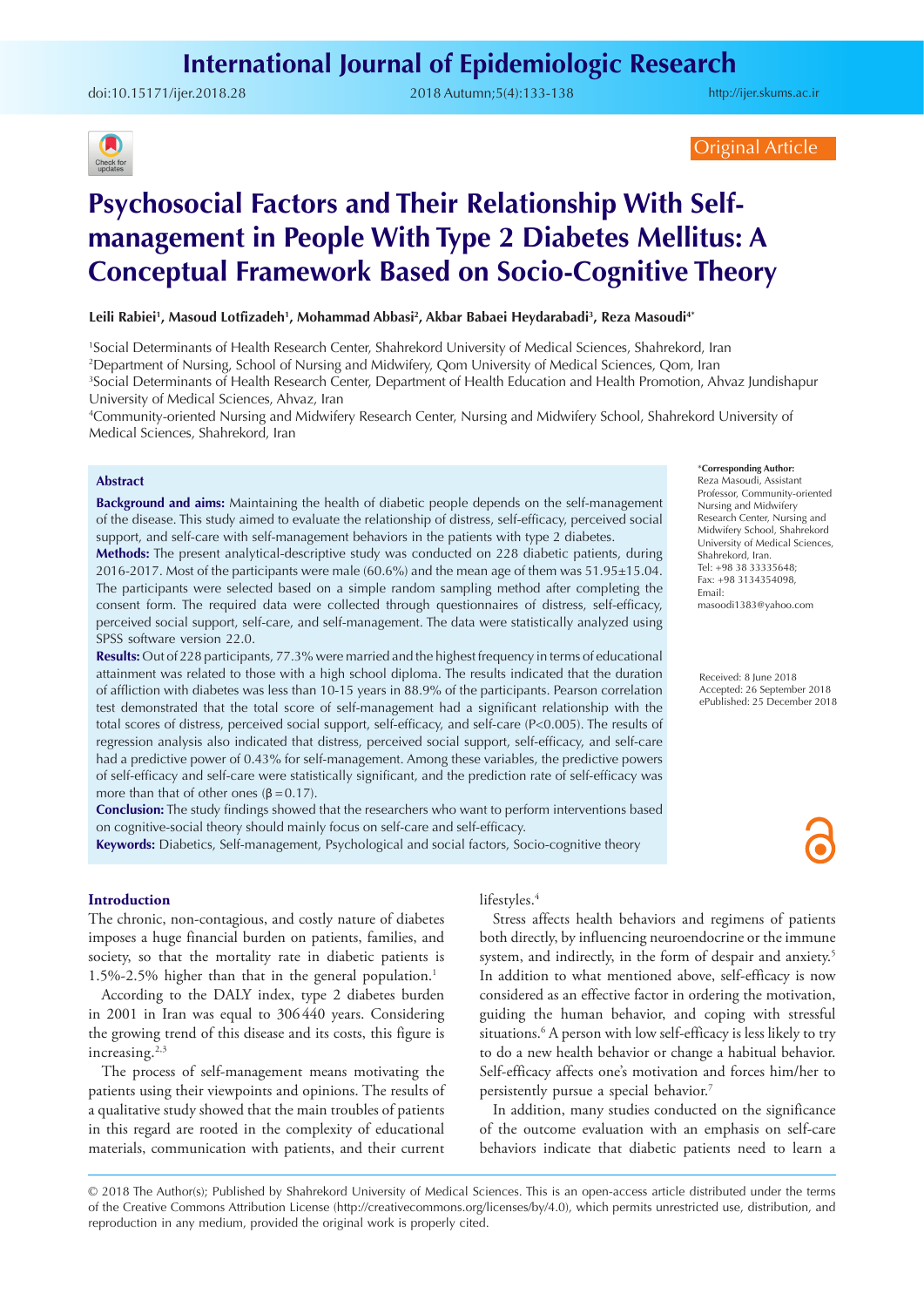Original Article

# Psychosocial Factors and Their Relationship With Self-management in People With Type 2 Diabetes Mellitus: A Conceptual Framework Based on Socio-Cognitive Theory

**Leili Rabiei[1], Masoud Lotfizadeh[1], Mohammad Abbasi[2], Akbar Babaei Heydarabadi[3], Reza Masoudi[4*]**

[1]Social Determinants of Health Research Center, Shahrekord University of Medical Sciences, Shahrekord, Iran
[2]Department of Nursing, School of Nursing and Midwifery, Qom University of Medical Sciences, Qom, Iran
[3]Social Determinants of Health Research Center, Department of Health Education and Health Promotion, Ahvaz Jundishapur University of Medical Sciences, Ahvaz, Iran
[4]Community-oriented Nursing and Midwifery Research Center, Nursing and Midwifery School, Shahrekord University of Medical Sciences, Shahrekord, Iran

*Corresponding Author: Reza Masoudi, Assistant Professor, Community-oriented Nursing and Midwifery Research Center, Nursing and Midwifery School, Shahrekord University of Medical Sciences, Shahrekord, Iran. Tel: +98 38 33335648; Fax: +98 3134354098, Email: masoodi1383@yahoo.com

Received: 8 June 2018
Accepted: 26 September 2018
ePublished: 25 December 2018

## Abstract

**Background and aims:** Maintaining the health of diabetic people depends on the self-management of the disease. This study aimed to evaluate the relationship of distress, self-efficacy, perceived social support, and self-care with self-management behaviors in the patients with type 2 diabetes.

**Methods:** The present analytical-descriptive study was conducted on 228 diabetic patients, during 2016-2017. Most of the participants were male (60.6%) and the mean age of them was 51.95±15.04. The participants were selected based on a simple random sampling method after completing the consent form. The required data were collected through questionnaires of distress, self-efficacy, perceived social support, self-care, and self-management. The data were statistically analyzed using SPSS software version 22.0.

**Results:** Out of 228 participants, 77.3% were married and the highest frequency in terms of educational attainment was related to those with a high school diploma. The results indicated that the duration of affliction with diabetes was less than 10-15 years in 88.9% of the participants. Pearson correlation test demonstrated that the total score of self-management had a significant relationship with the total scores of distress, perceived social support, self-efficacy, and self-care ($P<0.005$). The results of regression analysis also indicated that distress, perceived social support, self-efficacy, and self-care had a predictive power of 0.43% for self-management. Among these variables, the predictive powers of self-efficacy and self-care were statistically significant, and the prediction rate of self-efficacy was more than that of other ones ($\beta=0.17$).

**Conclusion:** The study findings showed that the researchers who want to perform interventions based on cognitive-social theory should mainly focus on self-care and self-efficacy.

**Keywords:** Diabetics, Self-management, Psychological and social factors, Socio-cognitive theory

## Introduction

The chronic, non-contagious, and costly nature of diabetes imposes a huge financial burden on patients, families, and society, so that the mortality rate in diabetic patients is 1.5%-2.5% higher than that in the general population.[1]

According to the DALY index, type 2 diabetes burden in 2001 in Iran was equal to 306 440 years. Considering the growing trend of this disease and its costs, this figure is increasing.[2,3]

The process of self-management means motivating the patients using their viewpoints and opinions. The results of a qualitative study showed that the main troubles of patients in this regard are rooted in the complexity of educational materials, communication with patients, and their current lifestyles.[4]

Stress affects health behaviors and regimens of patients both directly, by influencing neuroendocrine or the immune system, and indirectly, in the form of despair and anxiety.[5] In addition to what mentioned above, self-efficacy is now considered as an effective factor in ordering the motivation, guiding the human behavior, and coping with stressful situations.[6] A person with low self-efficacy is less likely to try to do a new health behavior or change a habitual behavior. Self-efficacy affects one's motivation and forces him/her to persistently pursue a special behavior.[7]

In addition, many studies conducted on the significance of the outcome evaluation with an emphasis on self-care behaviors indicate that diabetic patients need to learn a

© 2018 The Author(s); Published by Shahrekord University of Medical Sciences. This is an open-access article distributed under the terms of the Creative Commons Attribution License (http://creativecommons.org/licenses/by/4.0), which permits unrestricted use, distribution, and reproduction in any medium, provided the original work is properly cited.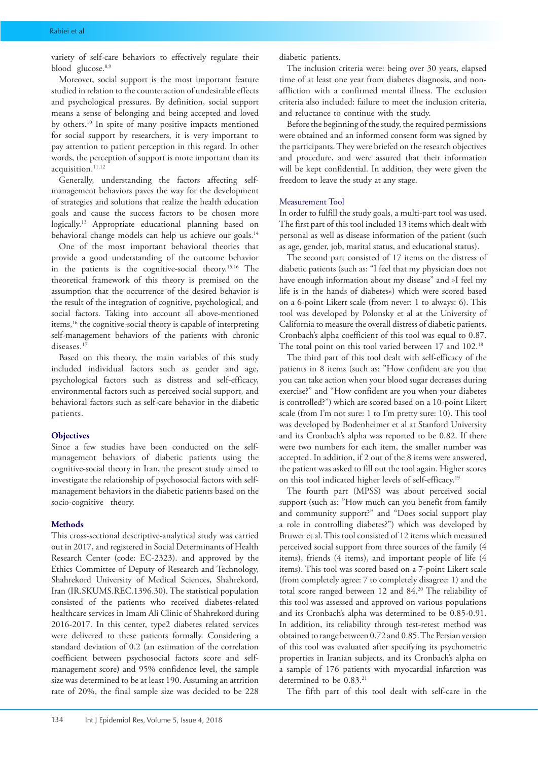variety of self-care behaviors to effectively regulate their blood glucose.[8,9]

Moreover, social support is the most important feature studied in relation to the counteraction of undesirable effects and psychological pressures. By definition, social support means a sense of belonging and being accepted and loved by others.[10] In spite of many positive impacts mentioned for social support by researchers, it is very important to pay attention to patient perception in this regard. In other words, the perception of support is more important than its acquisition.[11,12]

Generally, understanding the factors affecting self-management behaviors paves the way for the development of strategies and solutions that realize the health education goals and cause the success factors to be chosen more logically.[13] Appropriate educational planning based on behavioral change models can help us achieve our goals.[14]

One of the most important behavioral theories that provide a good understanding of the outcome behavior in the patients is the cognitive-social theory.[15,16] The theoretical framework of this theory is premised on the assumption that the occurrence of the desired behavior is the result of the integration of cognitive, psychological, and social factors. Taking into account all above-mentioned items,[16] the cognitive-social theory is capable of interpreting self-management behaviors of the patients with chronic diseases.[17]

Based on this theory, the main variables of this study included individual factors such as gender and age, psychological factors such as distress and self-efficacy, environmental factors such as perceived social support, and behavioral factors such as self-care behavior in the diabetic patients.

## Objectives

Since a few studies have been conducted on the self-management behaviors of diabetic patients using the cognitive-social theory in Iran, the present study aimed to investigate the relationship of psychosocial factors with self-management behaviors in the diabetic patients based on the socio-cognitive theory.

## Methods

This cross-sectional descriptive-analytical study was carried out in 2017, and registered in Social Determinants of Health Research Center (code: EC-2323). and approved by the Ethics Committee of Deputy of Research and Technology, Shahrekord University of Medical Sciences, Shahrekord, Iran (IR.SKUMS.REC.1396.30). The statistical population consisted of the patients who received diabetes-related healthcare services in Imam Ali Clinic of Shahrekord during 2016-2017. In this center, type2 diabetes related services were delivered to these patients formally. Considering a standard deviation of 0.2 (an estimation of the correlation coefficient between psychosocial factors score and self-management score) and 95% confidence level, the sample size was determined to be at least 190. Assuming an attrition rate of 20%, the final sample size was decided to be 228 diabetic patients.

The inclusion criteria were: being over 30 years, elapsed time of at least one year from diabetes diagnosis, and non-affliction with a confirmed mental illness. The exclusion criteria also included: failure to meet the inclusion criteria, and reluctance to continue with the study.

Before the beginning of the study, the required permissions were obtained and an informed consent form was signed by the participants. They were briefed on the research objectives and procedure, and were assured that their information will be kept confidential. In addition, they were given the freedom to leave the study at any stage.

### Measurement Tool

In order to fulfill the study goals, a multi-part tool was used. The first part of this tool included 13 items which dealt with personal as well as disease information of the patient (such as age, gender, job, marital status, and educational status).

The second part consisted of 17 items on the distress of diabetic patients (such as: "I feel that my physician does not have enough information about my disease" and »I feel my life is in the hands of diabetes«) which were scored based on a 6-point Likert scale (from never: 1 to always: 6). This tool was developed by Polonsky et al at the University of California to measure the overall distress of diabetic patients. Cronbach's alpha coefficient of this tool was equal to 0.87. The total point on this tool varied between 17 and 102.[18]

The third part of this tool dealt with self-efficacy of the patients in 8 items (such as: "How confident are you that you can take action when your blood sugar decreases during exercise?" and "How confident are you when your diabetes is controlled?") which are scored based on a 10-point Likert scale (from I'm not sure: 1 to I'm pretty sure: 10). This tool was developed by Bodenheimer et al at Stanford University and its Cronbach's alpha was reported to be 0.82. If there were two numbers for each item, the smaller number was accepted. In addition, if 2 out of the 8 items were answered, the patient was asked to fill out the tool again. Higher scores on this tool indicated higher levels of self-efficacy.[19]

The fourth part (MPSS) was about perceived social support (such as: "How much can you benefit from family and community support?" and "Does social support play a role in controlling diabetes?") which was developed by Bruwer et al. This tool consisted of 12 items which measured perceived social support from three sources of the family (4 items), friends (4 items), and important people of life (4 items). This tool was scored based on a 7-point Likert scale (from completely agree: 7 to completely disagree: 1) and the total score ranged between 12 and 84.[20] The reliability of this tool was assessed and approved on various populations and its Cronbach's alpha was determined to be 0.85-0.91. In addition, its reliability through test-retest method was obtained to range between 0.72 and 0.85. The Persian version of this tool was evaluated after specifying its psychometric properties in Iranian subjects, and its Cronbach's alpha on a sample of 176 patients with myocardial infarction was determined to be 0.83.[21]

The fifth part of this tool dealt with self-care in the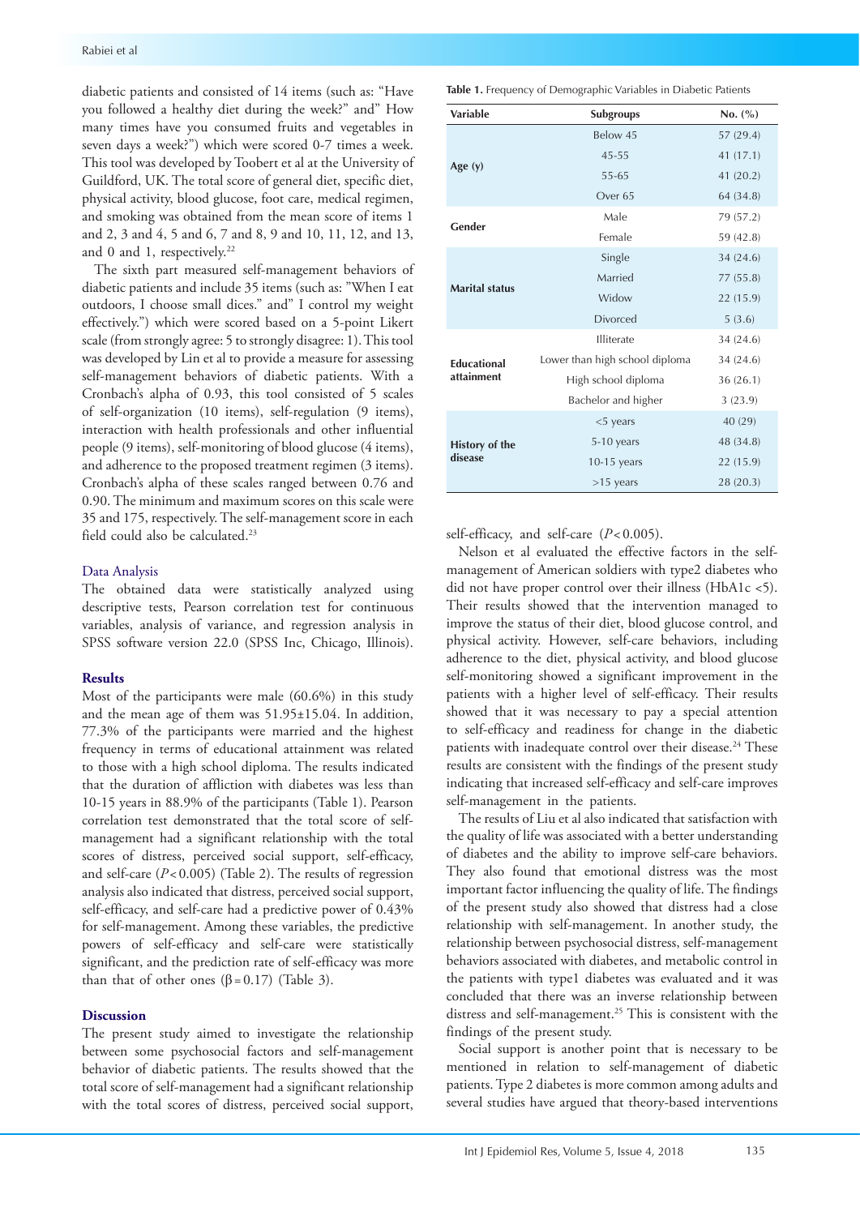diabetic patients and consisted of 14 items (such as: "Have you followed a healthy diet during the week?" and" How many times have you consumed fruits and vegetables in seven days a week?") which were scored 0-7 times a week. This tool was developed by Toobert et al at the University of Guildford, UK. The total score of general diet, specific diet, physical activity, blood glucose, foot care, medical regimen, and smoking was obtained from the mean score of items 1 and 2, 3 and 4, 5 and 6, 7 and 8, 9 and 10, 11, 12, and 13, and 0 and 1, respectively.[22]

The sixth part measured self-management behaviors of diabetic patients and include 35 items (such as: "When I eat outdoors, I choose small dices." and" I control my weight effectively.") which were scored based on a 5-point Likert scale (from strongly agree: 5 to strongly disagree: 1). This tool was developed by Lin et al to provide a measure for assessing self-management behaviors of diabetic patients. With a Cronbach's alpha of 0.93, this tool consisted of 5 scales of self-organization (10 items), self-regulation (9 items), interaction with health professionals and other influential people (9 items), self-monitoring of blood glucose (4 items), and adherence to the proposed treatment regimen (3 items). Cronbach's alpha of these scales ranged between 0.76 and 0.90. The minimum and maximum scores on this scale were 35 and 175, respectively. The self-management score in each field could also be calculated.[23]

## Data Analysis

The obtained data were statistically analyzed using descriptive tests, Pearson correlation test for continuous variables, analysis of variance, and regression analysis in SPSS software version 22.0 (SPSS Inc, Chicago, Illinois).

## Results

Most of the participants were male (60.6%) in this study and the mean age of them was 51.95±15.04. In addition, 77.3% of the participants were married and the highest frequency in terms of educational attainment was related to those with a high school diploma. The results indicated that the duration of affliction with diabetes was less than 10-15 years in 88.9% of the participants (Table 1). Pearson correlation test demonstrated that the total score of self-management had a significant relationship with the total scores of distress, perceived social support, self-efficacy, and self-care ($P < 0.005$) (Table 2). The results of regression analysis also indicated that distress, perceived social support, self-efficacy, and self-care had a predictive power of 0.43% for self-management. Among these variables, the predictive powers of self-efficacy and self-care were statistically significant, and the prediction rate of self-efficacy was more than that of other ones ($\beta = 0.17$) (Table 3).

**Table 1.** Frequency of Demographic Variables in Diabetic Patients

| Variable | Subgroups | No. (%) |
|---|---|---|
| Age (y) | Below 45 | 57 (29.4) |
| | 45-55 | 41 (17.1) |
| | 55-65 | 41 (20.2) |
| | Over 65 | 64 (34.8) |
| Gender | Male | 79 (57.2) |
| | Female | 59 (42.8) |
| Marital status | Single | 34 (24.6) |
| | Married | 77 (55.8) |
| | Widow | 22 (15.9) |
| | Divorced | 5 (3.6) |
| Educational attainment | Illiterate | 34 (24.6) |
| | Lower than high school diploma | 34 (24.6) |
| | High school diploma | 36 (26.1) |
| | Bachelor and higher | 3 (23.9) |
| History of the disease | <5 years | 40 (29) |
| | 5-10 years | 48 (34.8) |
| | 10-15 years | 22 (15.9) |
| | >15 years | 28 (20.3) |

## Discussion

The present study aimed to investigate the relationship between some psychosocial factors and self-management behavior of diabetic patients. The results showed that the total score of self-management had a significant relationship with the total scores of distress, perceived social support, self-efficacy, and self-care ($P < 0.005$).

Nelson et al evaluated the effective factors in the self-management of American soldiers with type2 diabetes who did not have proper control over their illness (HbA1c <5). Their results showed that the intervention managed to improve the status of their diet, blood glucose control, and physical activity. However, self-care behaviors, including adherence to the diet, physical activity, and blood glucose self-monitoring showed a significant improvement in the patients with a higher level of self-efficacy. Their results showed that it was necessary to pay a special attention to self-efficacy and readiness for change in the diabetic patients with inadequate control over their disease.[24] These results are consistent with the findings of the present study indicating that increased self-efficacy and self-care improves self-management in the patients.

The results of Liu et al also indicated that satisfaction with the quality of life was associated with a better understanding of diabetes and the ability to improve self-care behaviors. They also found that emotional distress was the most important factor influencing the quality of life. The findings of the present study also showed that distress had a close relationship with self-management. In another study, the relationship between psychosocial distress, self-management behaviors associated with diabetes, and metabolic control in the patients with type1 diabetes was evaluated and it was concluded that there was an inverse relationship between distress and self-management.[25] This is consistent with the findings of the present study.

Social support is another point that is necessary to be mentioned in relation to self-management of diabetic patients. Type 2 diabetes is more common among adults and several studies have argued that theory-based interventions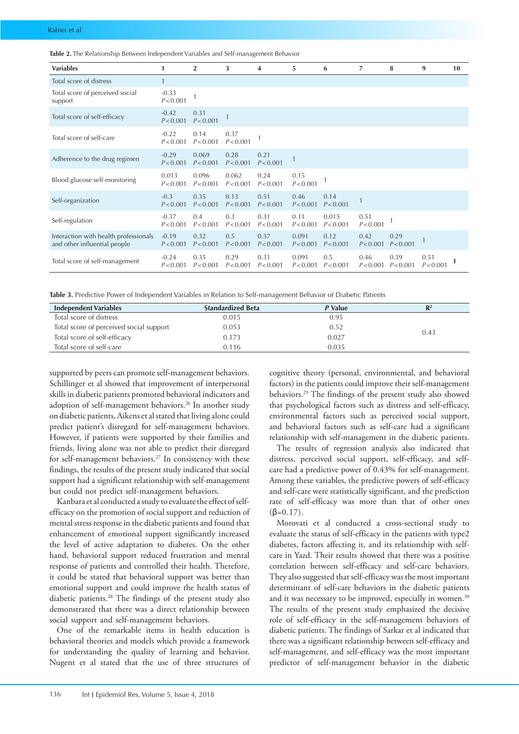**Table 2.** The Relationship Between Independent Variables and Self-management Behavior

| Variables | 1 | 2 | 3 | 4 | 5 | 6 | 7 | 8 | 9 | 10 |
|---|---|---|---|---|---|---|---|---|---|---|
| Total score of distress | 1 | | | | | | | | | |
| Total score of perceived social support | -0.33 $P<0.001$ | 1 | | | | | | | | |
| Total score of self-efficacy | -0.42 $P<0.001$ | 0.31 $P<0.001$ | 1 | | | | | | | |
| Total score of self-care | -0.22 $P<0.001$ | 0.14 $P<0.001$ | 0.37 $P<0.001$ | 1 | | | | | | |
| Adherence to the drug regimen | -0.29 $P<0.001$ | 0.069 $P<0.001$ | 0.28 $P<0.001$ | 0.21 $P<0.001$ | 1 | | | | | |
| Blood glucose self-monitoring | 0.013 $P<0.001$ | 0.096 $P<0.001$ | 0.062 $P<0.001$ | 0.24 $P<0.001$ | 0.15 $P<0.001$ | 1 | | | | |
| Self-organization | -0.3 $P<0.001$ | 0.35 $P<0.001$ | 0.13 $P<0.001$ | 0.51 $P<0.001$ | 0.46 $P<0.001$ | 0.14 $P<0.001$ | 1 | | | |
| Self-regulation | -0.37 $P<0.001$ | 0.4 $P<0.001$ | 0.3 $P<0.001$ | 0.31 $P<0.001$ | 0.11 $P<0.001$ | 0.015 $P<0.001$ | 0.51 $P<0.001$ | 1 | | |
| Interaction with health professionals and other influential people | -0.19 $P<0.001$ | 0.32 $P<0.001$ | 0.5 $P<0.001$ | 0.37 $P<0.001$ | 0.091 $P<0.001$ | 0.12 $P<0.001$ | 0.42 $P<0.001$ | 0.29 $P<0.001$ | 1 | |
| Total score of self-management | -0.24 $P<0.001$ | 0.35 $P<0.001$ | 0.29 $P<0.001$ | 0.31 $P<0.001$ | 0.091 $P<0.001$ | 0.5 $P<0.001$ | 0.46 $P<0.001$ | 0.39 $P<0.001$ | 0.51 $P<0.001$ | **1** |

**Table 3.** Predictive Power of Independent Variables in Relation to Self-management Behavior of Diabetic Patients

| Independent Variables | Standardized Beta | *P* Value | $R^2$ |
|---|---|---|---|
| Total score of distress | 0.015 | 0.95 | |
| Total score of perceived social support | 0.053 | 0.52 | 0.43 |
| Total score of self-efficacy | 0.173 | 0.027 | |
| Total score of self-care | 0.116 | 0.035 | |

supported by peers can promote self-management behaviors. Schillinger et al showed that improvement of interpersonal skills in diabetic patients promoted behavioral indicators and adoption of self-management behaviors.[26] In another study on diabetic patients, Aikens et al stated that living alone could predict patient's disregard for self-management behaviors. However, if patients were supported by their families and friends, living alone was not able to predict their disregard for self-management behaviors.[27] In consistency with these findings, the results of the present study indicated that social support had a significant relationship with self-management but could not predict self-management behaviors.

Kanbara et al conducted a study to evaluate the effect of self-efficacy on the promotion of social support and reduction of mental stress response in the diabetic patients and found that enhancement of emotional support significantly increased the level of active adaptation to diabetes. On the other hand, behavioral support reduced frustration and mental response of patients and controlled their health. Therefore, it could be stated that behavioral support was better than emotional support and could improve the health status of diabetic patients.[28] The findings of the present study also demonstrated that there was a direct relationship between social support and self-management behaviors.

One of the remarkable items in health education is behavioral theories and models which provide a framework for understanding the quality of learning and behavior. Nugent et al stated that the use of three structures of cognitive theory (personal, environmental, and behavioral factors) in the patients could improve their self-management behaviors.[29] The findings of the present study also showed that psychological factors such as distress and self-efficacy, environmental factors such as perceived social support, and behavioral factors such as self-care had a significant relationship with self-management in the diabetic patients.

The results of regression analysis also indicated that distress, perceived social support, self-efficacy, and self-care had a predictive power of 0.43% for self-management. Among these variables, the predictive powers of self-efficacy and self-care were statistically significant, and the prediction rate of self-efficacy was more than that of other ones (β=0.17).

Morovati et al conducted a cross-sectional study to evaluate the status of self-efficacy in the patients with type2 diabetes, factors affecting it, and its relationship with self-care in Yazd. Their results showed that there was a positive correlation between self-efficacy and self-care behaviors. They also suggested that self-efficacy was the most important determinant of self-care behaviors in the diabetic patients and it was necessary to be improved, especially in women.[30] The results of the present study emphasized the decisive role of self-efficacy in the self-management behaviors of diabetic patients. The findings of Sarkar et al indicated that there was a significant relationship between self-efficacy and self-management, and self-efficacy was the most important predictor of self-management behavior in the diabetic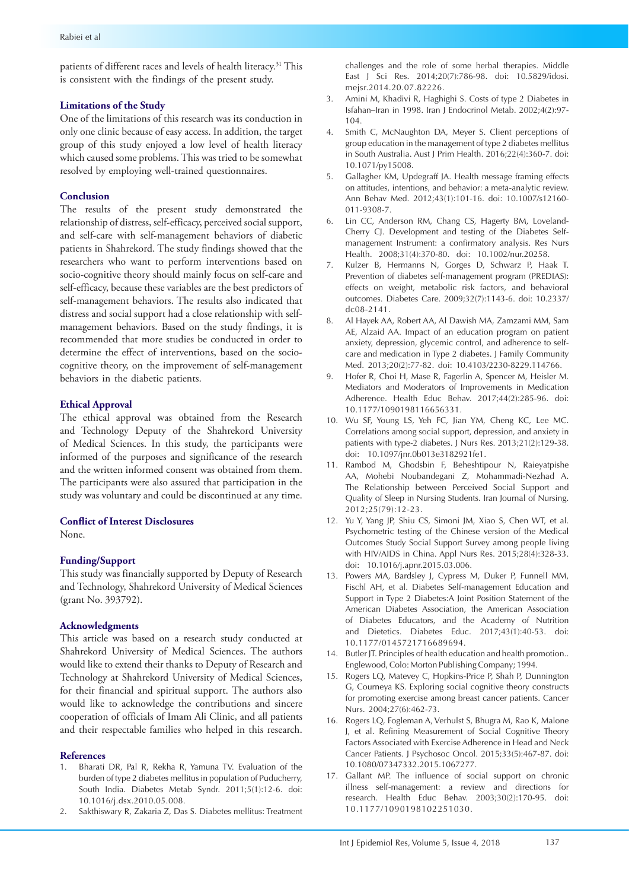patients of different races and levels of health literacy.[31] This is consistent with the findings of the present study.

## Limitations of the Study

One of the limitations of this research was its conduction in only one clinic because of easy access. In addition, the target group of this study enjoyed a low level of health literacy which caused some problems. This was tried to be somewhat resolved by employing well-trained questionnaires.

## Conclusion

The results of the present study demonstrated the relationship of distress, self-efficacy, perceived social support, and self-care with self-management behaviors of diabetic patients in Shahrekord. The study findings showed that the researchers who want to perform interventions based on socio-cognitive theory should mainly focus on self-care and self-efficacy, because these variables are the best predictors of self-management behaviors. The results also indicated that distress and social support had a close relationship with self-management behaviors. Based on the study findings, it is recommended that more studies be conducted in order to determine the effect of interventions, based on the socio-cognitive theory, on the improvement of self-management behaviors in the diabetic patients.

## Ethical Approval

The ethical approval was obtained from the Research and Technology Deputy of the Shahrekord University of Medical Sciences. In this study, the participants were informed of the purposes and significance of the research and the written informed consent was obtained from them. The participants were also assured that participation in the study was voluntary and could be discontinued at any time.

## Conflict of Interest Disclosures

None.

## Funding/Support

This study was financially supported by Deputy of Research and Technology, Shahrekord University of Medical Sciences (grant No. 393792).

## Acknowledgments

This article was based on a research study conducted at Shahrekord University of Medical Sciences. The authors would like to extend their thanks to Deputy of Research and Technology at Shahrekord University of Medical Sciences, for their financial and spiritual support. The authors also would like to acknowledge the contributions and sincere cooperation of officials of Imam Ali Clinic, and all patients and their respectable families who helped in this research.

## References

1. Bharati DR, Pal R, Rekha R, Yamuna TV. Evaluation of the burden of type 2 diabetes mellitus in population of Puducherry, South India. Diabetes Metab Syndr. 2011;5(1):12-6. doi: 10.1016/j.dsx.2010.05.008.
2. Sakthiswary R, Zakaria Z, Das S. Diabetes mellitus: Treatment challenges and the role of some herbal therapies. Middle East J Sci Res. 2014;20(7):786-98. doi: 10.5829/idosi.mejsr.2014.20.07.82226.
3. Amini M, Khadivi R, Haghighi S. Costs of type 2 Diabetes in Isfahan–Iran in 1998. Iran J Endocrinol Metab. 2002;4(2):97-104.
4. Smith C, McNaughton DA, Meyer S. Client perceptions of group education in the management of type 2 diabetes mellitus in South Australia. Aust J Prim Health. 2016;22(4):360-7. doi: 10.1071/py15008.
5. Gallagher KM, Updegraff JA. Health message framing effects on attitudes, intentions, and behavior: a meta-analytic review. Ann Behav Med. 2012;43(1):101-16. doi: 10.1007/s12160-011-9308-7.
6. Lin CC, Anderson RM, Chang CS, Hagerty BM, Loveland-Cherry CJ. Development and testing of the Diabetes Self-management Instrument: a confirmatory analysis. Res Nurs Health. 2008;31(4):370-80. doi: 10.1002/nur.20258.
7. Kulzer B, Hermanns N, Gorges D, Schwarz P, Haak T. Prevention of diabetes self-management program (PREDIAS): effects on weight, metabolic risk factors, and behavioral outcomes. Diabetes Care. 2009;32(7):1143-6. doi: 10.2337/dc08-2141.
8. Al Hayek AA, Robert AA, Al Dawish MA, Zamzami MM, Sam AE, Alzaid AA. Impact of an education program on patient anxiety, depression, glycemic control, and adherence to self-care and medication in Type 2 diabetes. J Family Community Med. 2013;20(2):77-82. doi: 10.4103/2230-8229.114766.
9. Hofer R, Choi H, Mase R, Fagerlin A, Spencer M, Heisler M. Mediators and Moderators of Improvements in Medication Adherence. Health Educ Behav. 2017;44(2):285-96. doi: 10.1177/1090198116656331.
10. Wu SF, Young LS, Yeh FC, Jian YM, Cheng KC, Lee MC. Correlations among social support, depression, and anxiety in patients with type-2 diabetes. J Nurs Res. 2013;21(2):129-38. doi: 10.1097/jnr.0b013e3182921fe1.
11. Rambod M, Ghodsbin F, Beheshtipour N, Raieyatpishe AA, Mohebi Noubandegani Z, Mohammadi-Nezhad A. The Relationship between Perceived Social Support and Quality of Sleep in Nursing Students. Iran Journal of Nursing. 2012;25(79):12-23.
12. Yu Y, Yang JP, Shiu CS, Simoni JM, Xiao S, Chen WT, et al. Psychometric testing of the Chinese version of the Medical Outcomes Study Social Support Survey among people living with HIV/AIDS in China. Appl Nurs Res. 2015;28(4):328-33. doi: 10.1016/j.apnr.2015.03.006.
13. Powers MA, Bardsley J, Cypress M, Duker P, Funnell MM, Fischl AH, et al. Diabetes Self-management Education and Support in Type 2 Diabetes:A Joint Position Statement of the American Diabetes Association, the American Association of Diabetes Educators, and the Academy of Nutrition and Dietetics. Diabetes Educ. 2017;43(1):40-53. doi: 10.1177/0145721716689694.
14. Butler JT. Principles of health education and health promotion.. Englewood, Colo: Morton Publishing Company; 1994.
15. Rogers LQ, Matevey C, Hopkins-Price P, Shah P, Dunnington G, Courneya KS. Exploring social cognitive theory constructs for promoting exercise among breast cancer patients. Cancer Nurs. 2004;27(6):462-73.
16. Rogers LQ, Fogleman A, Verhulst S, Bhugra M, Rao K, Malone J, et al. Refining Measurement of Social Cognitive Theory Factors Associated with Exercise Adherence in Head and Neck Cancer Patients. J Psychosoc Oncol. 2015;33(5):467-87. doi: 10.1080/07347332.2015.1067277.
17. Gallant MP. The influence of social support on chronic illness self-management: a review and directions for research. Health Educ Behav. 2003;30(2):170-95. doi: 10.1177/1090198102251030.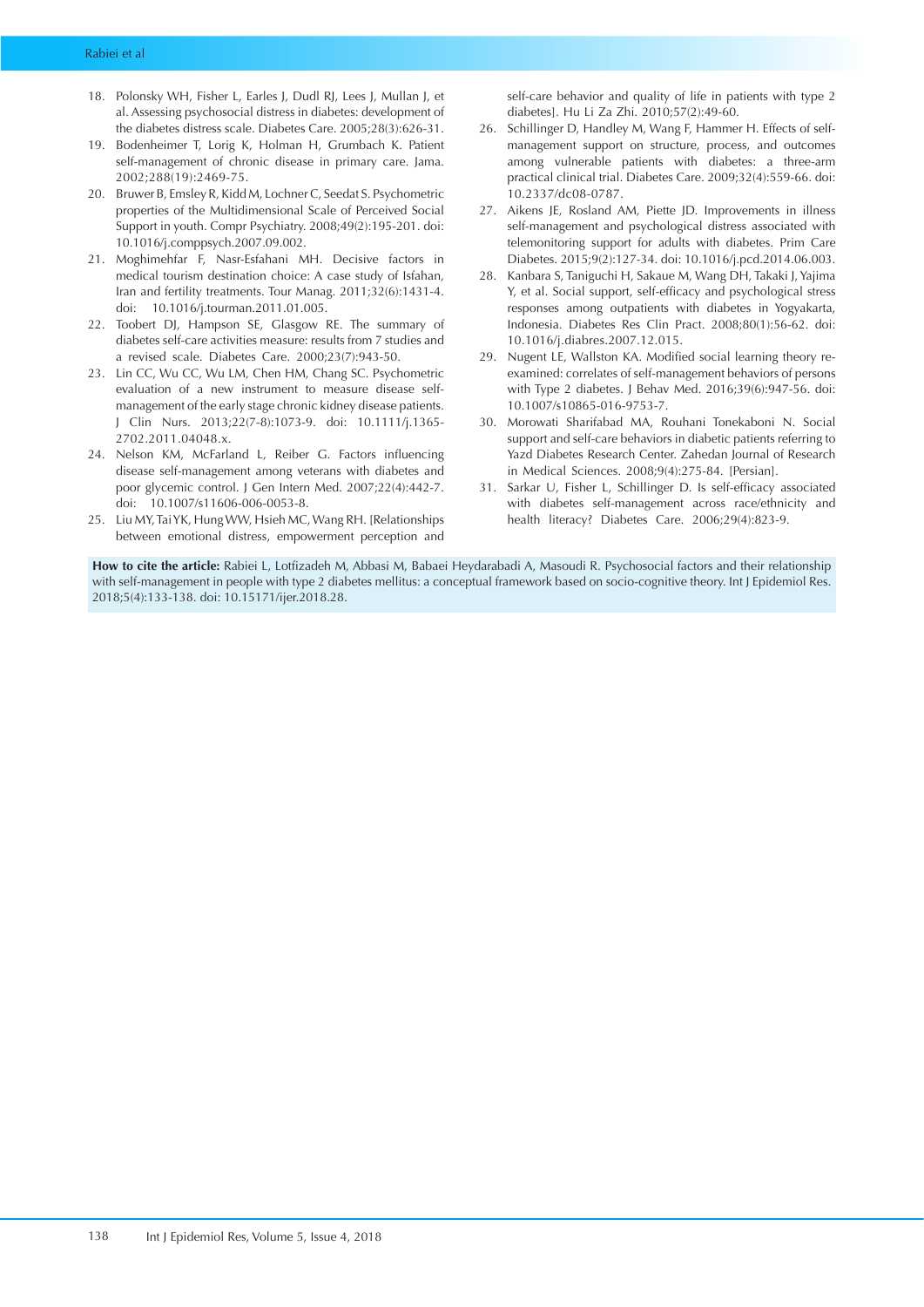18. Polonsky WH, Fisher L, Earles J, Dudl RJ, Lees J, Mullan J, et al. Assessing psychosocial distress in diabetes: development of the diabetes distress scale. Diabetes Care. 2005;28(3):626-31.
19. Bodenheimer T, Lorig K, Holman H, Grumbach K. Patient self-management of chronic disease in primary care. Jama. 2002;288(19):2469-75.
20. Bruwer B, Emsley R, Kidd M, Lochner C, Seedat S. Psychometric properties of the Multidimensional Scale of Perceived Social Support in youth. Compr Psychiatry. 2008;49(2):195-201. doi: 10.1016/j.comppsych.2007.09.002.
21. Moghimehfar F, Nasr-Esfahani MH. Decisive factors in medical tourism destination choice: A case study of Isfahan, Iran and fertility treatments. Tour Manag. 2011;32(6):1431-4. doi: 10.1016/j.tourman.2011.01.005.
22. Toobert DJ, Hampson SE, Glasgow RE. The summary of diabetes self-care activities measure: results from 7 studies and a revised scale. Diabetes Care. 2000;23(7):943-50.
23. Lin CC, Wu CC, Wu LM, Chen HM, Chang SC. Psychometric evaluation of a new instrument to measure disease self-management of the early stage chronic kidney disease patients. J Clin Nurs. 2013;22(7-8):1073-9. doi: 10.1111/j.1365-2702.2011.04048.x.
24. Nelson KM, McFarland L, Reiber G. Factors influencing disease self-management among veterans with diabetes and poor glycemic control. J Gen Intern Med. 2007;22(4):442-7. doi: 10.1007/s11606-006-0053-8.
25. Liu MY, Tai YK, Hung WW, Hsieh MC, Wang RH. [Relationships between emotional distress, empowerment perception and self-care behavior and quality of life in patients with type 2 diabetes]. Hu Li Za Zhi. 2010;57(2):49-60.
26. Schillinger D, Handley M, Wang F, Hammer H. Effects of self-management support on structure, process, and outcomes among vulnerable patients with diabetes: a three-arm practical clinical trial. Diabetes Care. 2009;32(4):559-66. doi: 10.2337/dc08-0787.
27. Aikens JE, Rosland AM, Piette JD. Improvements in illness self-management and psychological distress associated with telemonitoring support for adults with diabetes. Prim Care Diabetes. 2015;9(2):127-34. doi: 10.1016/j.pcd.2014.06.003.
28. Kanbara S, Taniguchi H, Sakaue M, Wang DH, Takaki J, Yajima Y, et al. Social support, self-efficacy and psychological stress responses among outpatients with diabetes in Yogyakarta, Indonesia. Diabetes Res Clin Pract. 2008;80(1):56-62. doi: 10.1016/j.diabres.2007.12.015.
29. Nugent LE, Wallston KA. Modified social learning theory re-examined: correlates of self-management behaviors of persons with Type 2 diabetes. J Behav Med. 2016;39(6):947-56. doi: 10.1007/s10865-016-9753-7.
30. Morowati Sharifabad MA, Rouhani Tonekaboni N. Social support and self-care behaviors in diabetic patients referring to Yazd Diabetes Research Center. Zahedan Journal of Research in Medical Sciences. 2008;9(4):275-84. [Persian].
31. Sarkar U, Fisher L, Schillinger D. Is self-efficacy associated with diabetes self-management across race/ethnicity and health literacy? Diabetes Care. 2006;29(4):823-9.

**How to cite the article:** Rabiei L, Lotfizadeh M, Abbasi M, Babaei Heydarabadi A, Masoudi R. Psychosocial factors and their relationship with self-management in people with type 2 diabetes mellitus: a conceptual framework based on socio-cognitive theory. Int J Epidemiol Res. 2018;5(4):133-138. doi: 10.15171/ijer.2018.28.